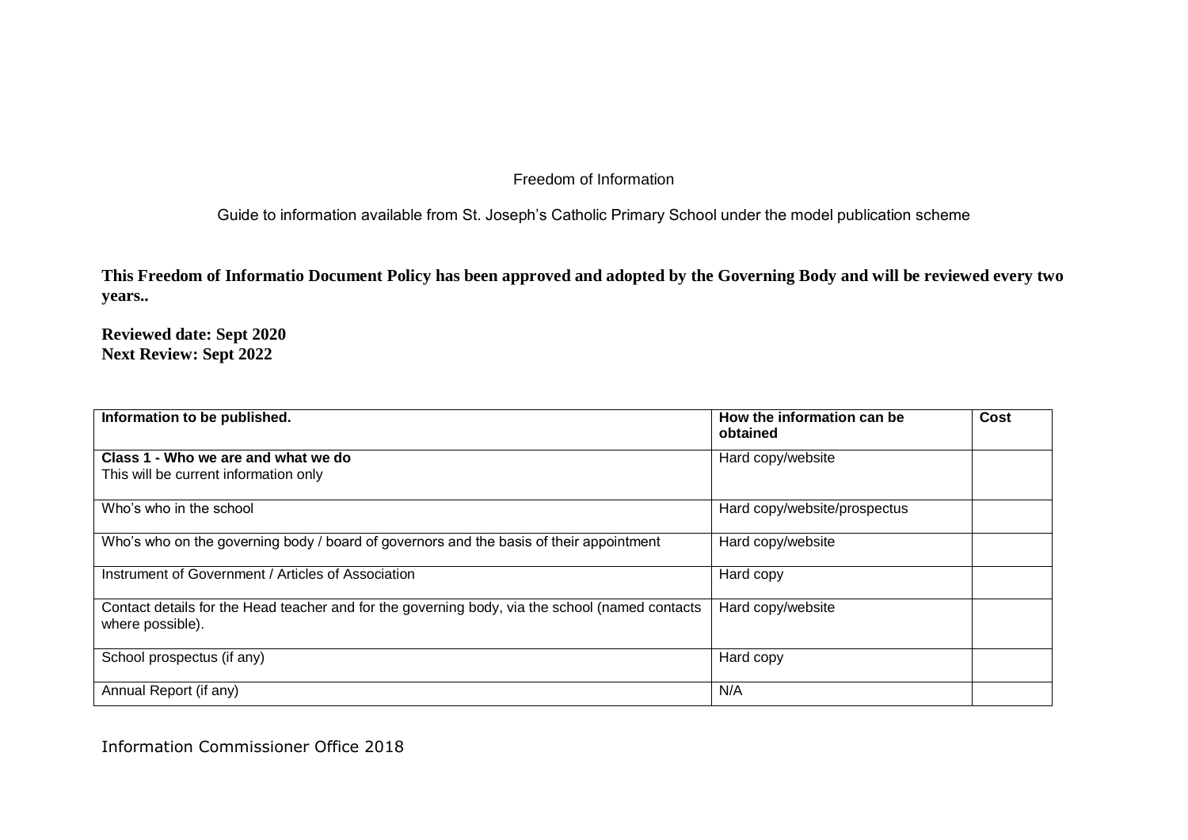Freedom of Information

Guide to information available from St. Joseph's Catholic Primary School under the model publication scheme

**This Freedom of Informatio Document Policy has been approved and adopted by the Governing Body and will be reviewed every two years..**

**Reviewed date: Sept 2020**
**Next Review: Sept 2022**

| **Information to be published.** | **How the information can be obtained** | **Cost** |
|---|---|---|
| **Class 1 - Who we are and what we do**<br>This will be current information only | Hard copy/website | |
| Who's who in the school | Hard copy/website/prospectus | |
| Who's who on the governing body / board of governors and the basis of their appointment | Hard copy/website | |
| Instrument of Government / Articles of Association | Hard copy | |
| Contact details for the Head teacher and for the governing body, via the school (named contacts where possible). | Hard copy/website | |
| School prospectus (if any) | Hard copy | |
| Annual Report (if any) | N/A | |

Information Commissioner Office 2018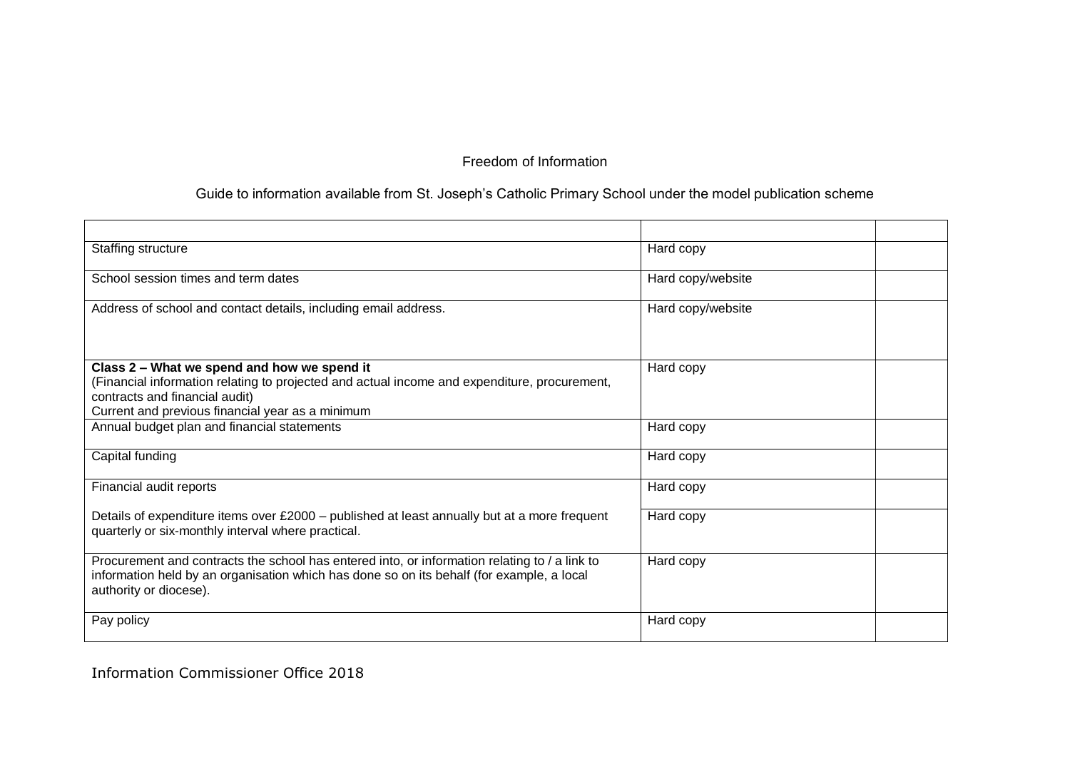Freedom of Information

Guide to information available from St. Joseph's Catholic Primary School under the model publication scheme

| | | |
|---|---|---|
| Staffing structure | Hard copy | |
| School session times and term dates | Hard copy/website | |
| Address of school and contact details, including email address. | Hard copy/website | |
| **Class 2 – What we spend and how we spend it**<br>(Financial information relating to projected and actual income and expenditure, procurement, contracts and financial audit)<br>Current and previous financial year as a minimum | Hard copy | |
| Annual budget plan and financial statements | Hard copy | |
| Capital funding | Hard copy | |
| Financial audit reports | Hard copy | |
| Details of expenditure items over £2000 – published at least annually but at a more frequent quarterly or six-monthly interval where practical. | Hard copy | |
| Procurement and contracts the school has entered into, or information relating to / a link to information held by an organisation which has done so on its behalf (for example, a local authority or diocese). | Hard copy | |
| Pay policy | Hard copy | |

Information Commissioner Office 2018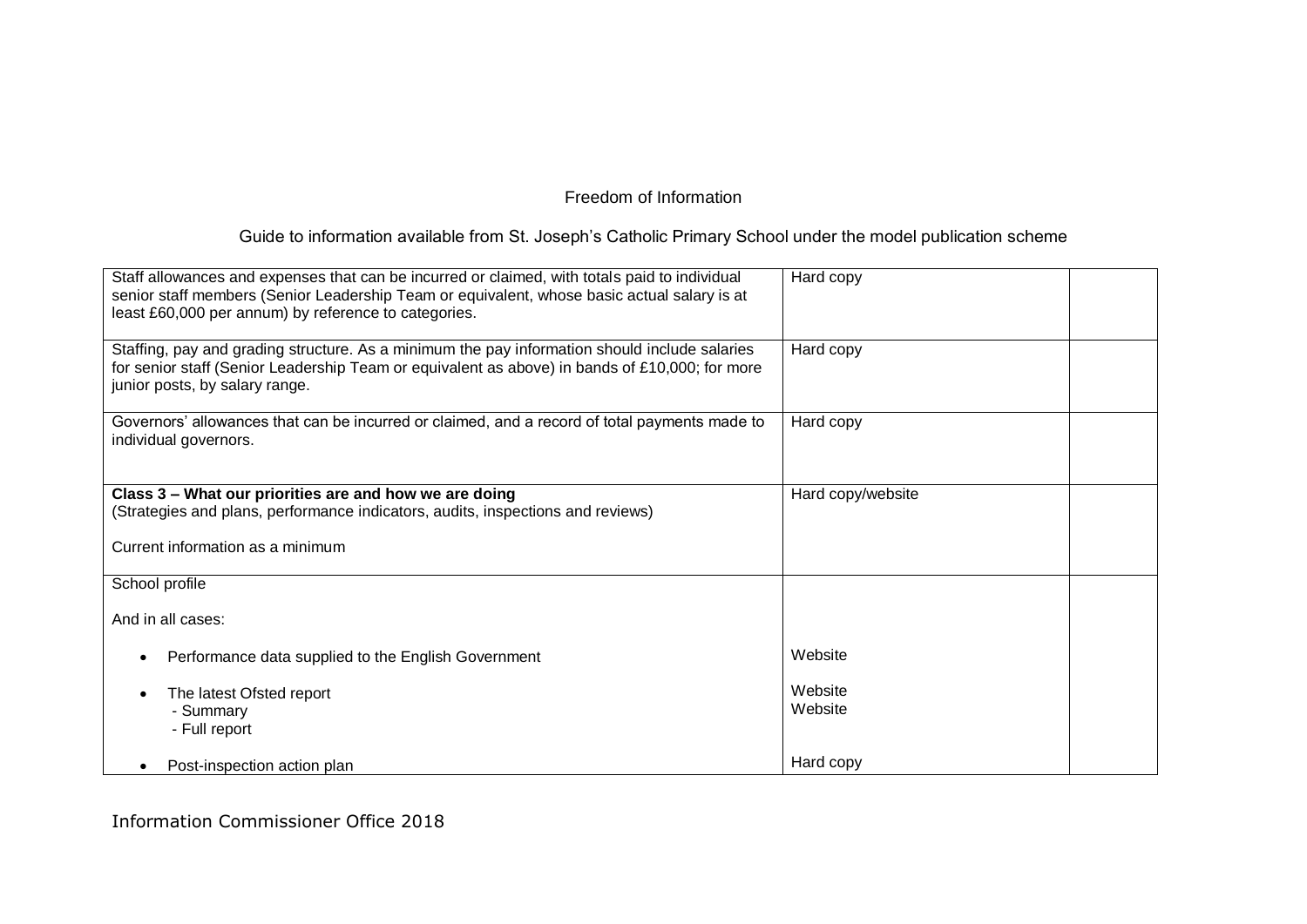Freedom of Information

Guide to information available from St. Joseph's Catholic Primary School under the model publication scheme

| | | |
|---|---|---|
| Staff allowances and expenses that can be incurred or claimed, with totals paid to individual senior staff members (Senior Leadership Team or equivalent, whose basic actual salary is at least £60,000 per annum) by reference to categories. | Hard copy | |
| Staffing, pay and grading structure. As a minimum the pay information should include salaries for senior staff (Senior Leadership Team or equivalent as above) in bands of £10,000; for more junior posts, by salary range. | Hard copy | |
| Governors' allowances that can be incurred or claimed, and a record of total payments made to individual governors. | Hard copy | |
| **Class 3 – What our priorities are and how we are doing**<br>(Strategies and plans, performance indicators, audits, inspections and reviews)<br><br>Current information as a minimum | Hard copy/website | |
| School profile<br><br>And in all cases:<br><br>• Performance data supplied to the English Government<br><br>• The latest Ofsted report<br>- Summary<br>- Full report<br><br>• Post-inspection action plan | <br><br><br><br>Website<br><br>Website<br>Website<br><br><br>Hard copy | |

Information Commissioner Office 2018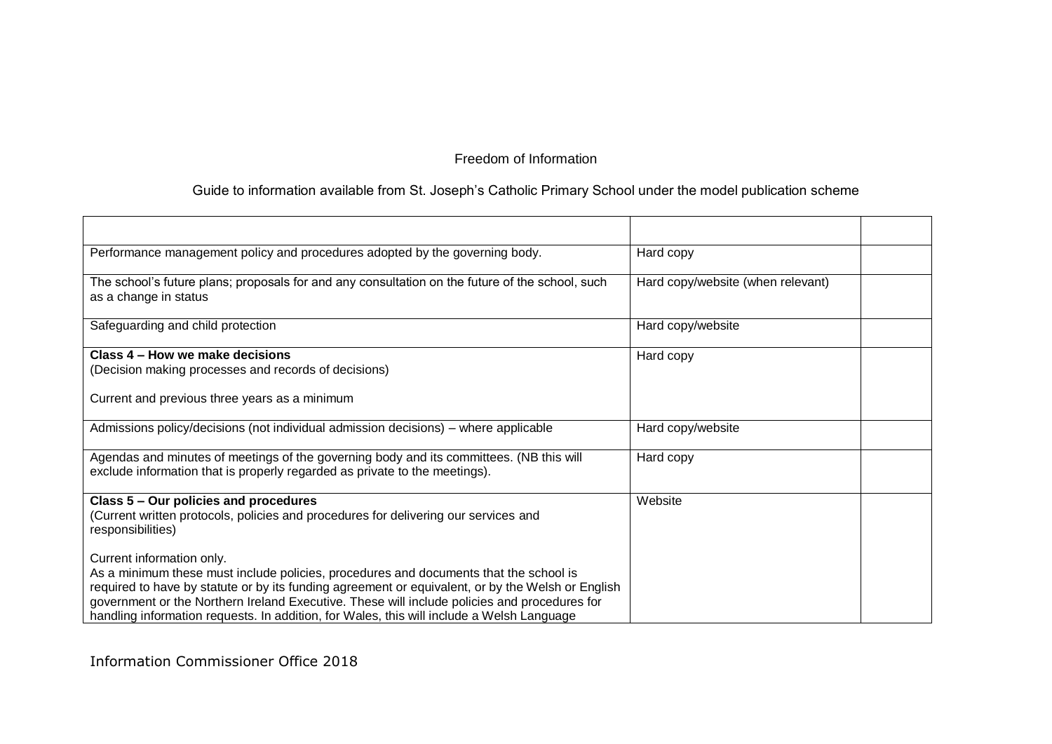Freedom of Information

Guide to information available from St. Joseph's Catholic Primary School under the model publication scheme

| | | |
|---|---|---|
| Performance management policy and procedures adopted by the governing body. | Hard copy | |
| The school's future plans; proposals for and any consultation on the future of the school, such as a change in status | Hard copy/website (when relevant) | |
| Safeguarding and child protection | Hard copy/website | |
| **Class 4 – How we make decisions**<br>(Decision making processes and records of decisions)<br><br>Current and previous three years as a minimum | Hard copy | |
| Admissions policy/decisions (not individual admission decisions) – where applicable | Hard copy/website | |
| Agendas and minutes of meetings of the governing body and its committees. (NB this will exclude information that is properly regarded as private to the meetings). | Hard copy | |
| **Class 5 – Our policies and procedures**<br>(Current written protocols, policies and procedures for delivering our services and responsibilities)<br><br>Current information only.<br>As a minimum these must include policies, procedures and documents that the school is required to have by statute or by its funding agreement or equivalent, or by the Welsh or English government or the Northern Ireland Executive. These will include policies and procedures for handling information requests. In addition, for Wales, this will include a Welsh Language | Website | |

Information Commissioner Office 2018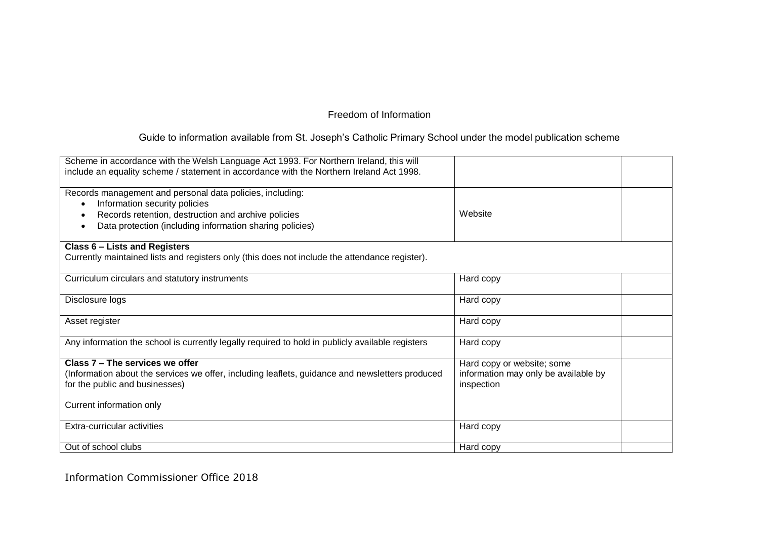Freedom of Information

Guide to information available from St. Joseph's Catholic Primary School under the model publication scheme

| | | |
|---|---|---|
| Scheme in accordance with the Welsh Language Act 1993. For Northern Ireland, this will include an equality scheme / statement in accordance with the Northern Ireland Act 1998. | | |
| Records management and personal data policies, including:<br>• Information security policies<br>• Records retention, destruction and archive policies<br>• Data protection (including information sharing policies) | Website | |
| **Class 6 – Lists and Registers**<br>Currently maintained lists and registers only (this does not include the attendance register). | | |
| Curriculum circulars and statutory instruments | Hard copy | |
| Disclosure logs | Hard copy | |
| Asset register | Hard copy | |
| Any information the school is currently legally required to hold in publicly available registers | Hard copy | |
| **Class 7 – The services we offer**<br>(Information about the services we offer, including leaflets, guidance and newsletters produced for the public and businesses)<br><br>Current information only | Hard copy or website; some information may only be available by inspection | |
| Extra-curricular activities | Hard copy | |
| Out of school clubs | Hard copy | |

Information Commissioner Office 2018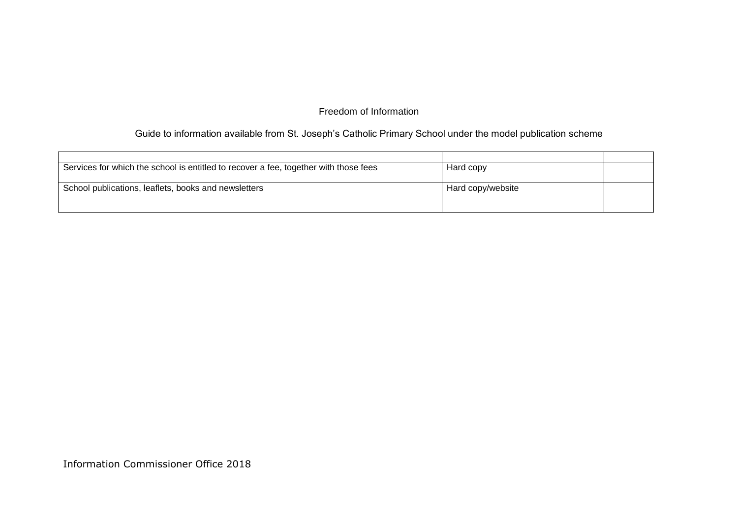Freedom of Information

Guide to information available from St. Joseph's Catholic Primary School under the model publication scheme

| | | |
|---|---|---|
| Services for which the school is entitled to recover a fee, together with those fees | Hard copy | |
| School publications, leaflets, books and newsletters | Hard copy/website | |

Information Commissioner Office 2018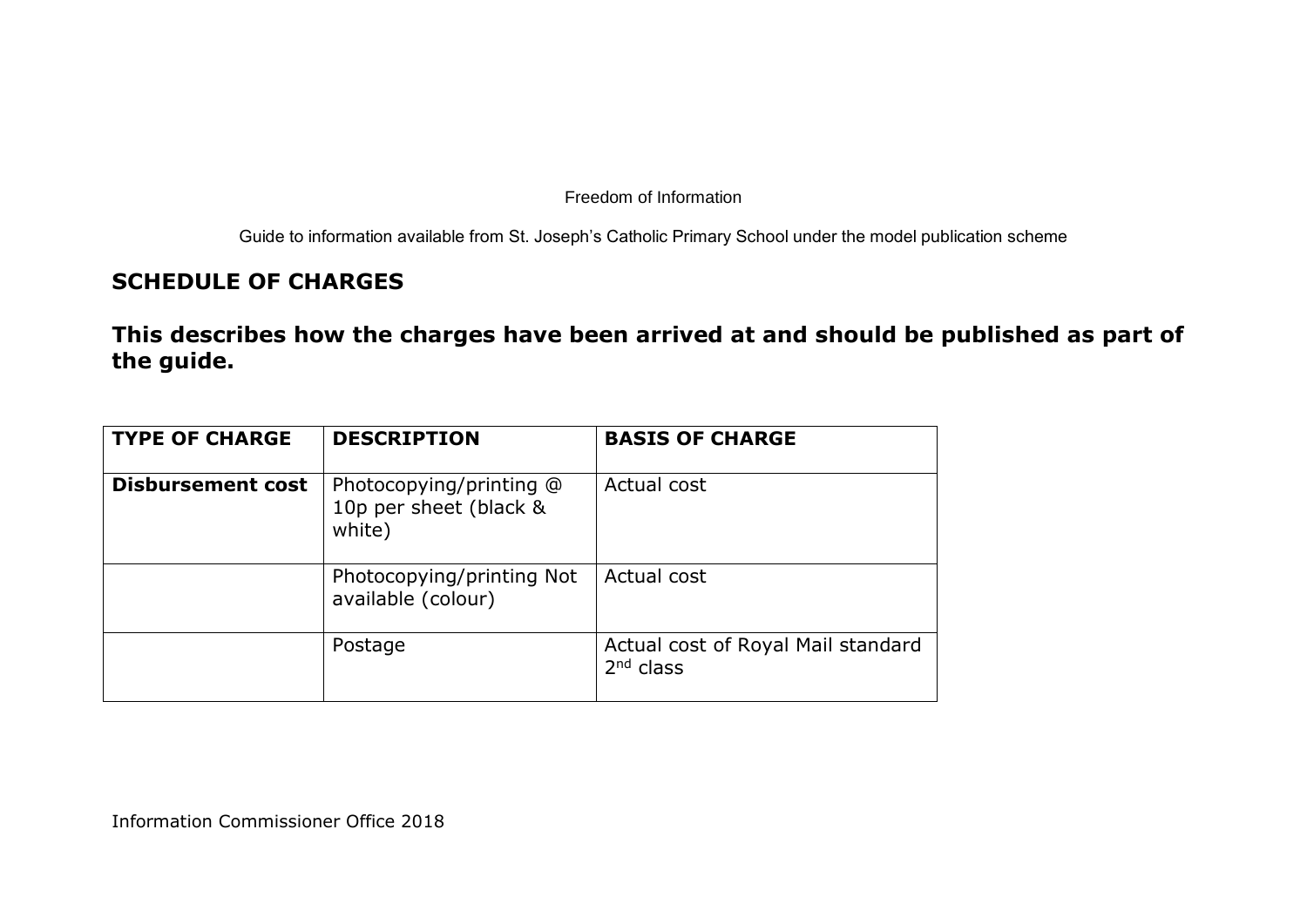Freedom of Information

Guide to information available from St. Joseph's Catholic Primary School under the model publication scheme

## SCHEDULE OF CHARGES

## This describes how the charges have been arrived at and should be published as part of the guide.

| TYPE OF CHARGE | DESCRIPTION | BASIS OF CHARGE |
|---|---|---|
| **Disbursement cost** | Photocopying/printing @ 10p per sheet (black & white) | Actual cost |
| | Photocopying/printing Not available (colour) | Actual cost |
| | Postage | Actual cost of Royal Mail standard 2nd class |

Information Commissioner Office 2018